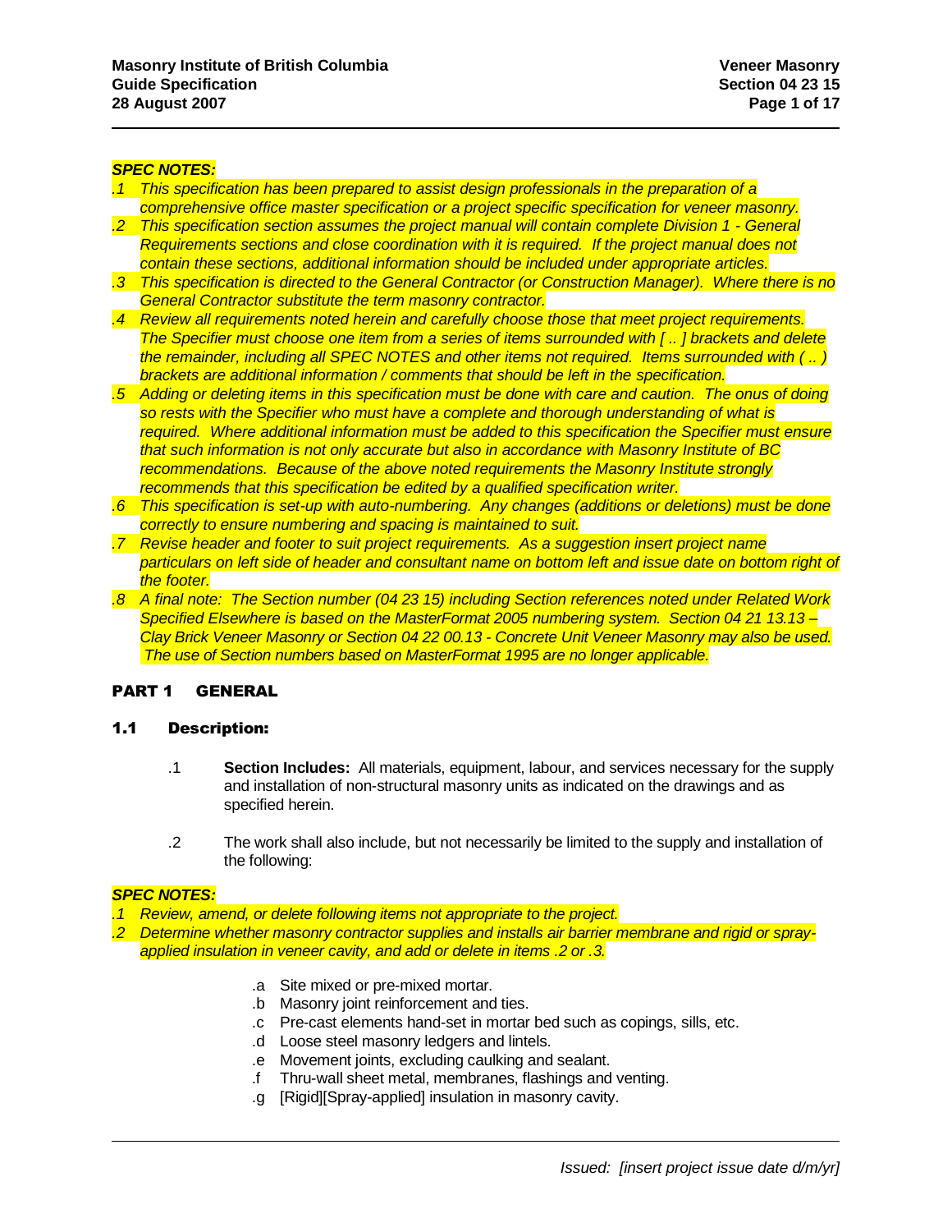***SPEC NOTES:***

*.1 This specification has been prepared to assist design professionals in the preparation of a comprehensive office master specification or a project specific specification for veneer masonry.*

*.2 This specification section assumes the project manual will contain complete Division 1 - General Requirements sections and close coordination with it is required. If the project manual does not contain these sections, additional information should be included under appropriate articles.*

*.3 This specification is directed to the General Contractor (or Construction Manager). Where there is no General Contractor substitute the term masonry contractor.*

*.4 Review all requirements noted herein and carefully choose those that meet project requirements. The Specifier must choose one item from a series of items surrounded with [ .. ] brackets and delete the remainder, including all SPEC NOTES and other items not required. Items surrounded with ( .. ) brackets are additional information / comments that should be left in the specification.*

*.5 Adding or deleting items in this specification must be done with care and caution. The onus of doing so rests with the Specifier who must have a complete and thorough understanding of what is required. Where additional information must be added to this specification the Specifier must ensure that such information is not only accurate but also in accordance with Masonry Institute of BC recommendations. Because of the above noted requirements the Masonry Institute strongly recommends that this specification be edited by a qualified specification writer.*

*.6 This specification is set-up with auto-numbering. Any changes (additions or deletions) must be done correctly to ensure numbering and spacing is maintained to suit.*

*.7 Revise header and footer to suit project requirements. As a suggestion insert project name particulars on left side of header and consultant name on bottom left and issue date on bottom right of the footer.*

*.8 A final note: The Section number (04 23 15) including Section references noted under Related Work Specified Elsewhere is based on the MasterFormat 2005 numbering system. Section 04 21 13.13 – Clay Brick Veneer Masonry or Section 04 22 00.13 - Concrete Unit Veneer Masonry may also be used. The use of Section numbers based on MasterFormat 1995 are no longer applicable.*

# PART 1 GENERAL

## 1.1 Description:

.1 **Section Includes:** All materials, equipment, labour, and services necessary for the supply and installation of non-structural masonry units as indicated on the drawings and as specified herein.

.2 The work shall also include, but not necessarily be limited to the supply and installation of the following:

***SPEC NOTES:***

*.1 Review, amend, or delete following items not appropriate to the project.*

*.2 Determine whether masonry contractor supplies and installs air barrier membrane and rigid or spray-applied insulation in veneer cavity, and add or delete in items .2 or .3.*

.a Site mixed or pre-mixed mortar.
.b Masonry joint reinforcement and ties.
.c Pre-cast elements hand-set in mortar bed such as copings, sills, etc.
.d Loose steel masonry ledgers and lintels.
.e Movement joints, excluding caulking and sealant.
.f Thru-wall sheet metal, membranes, flashings and venting.
.g [Rigid][Spray-applied] insulation in masonry cavity.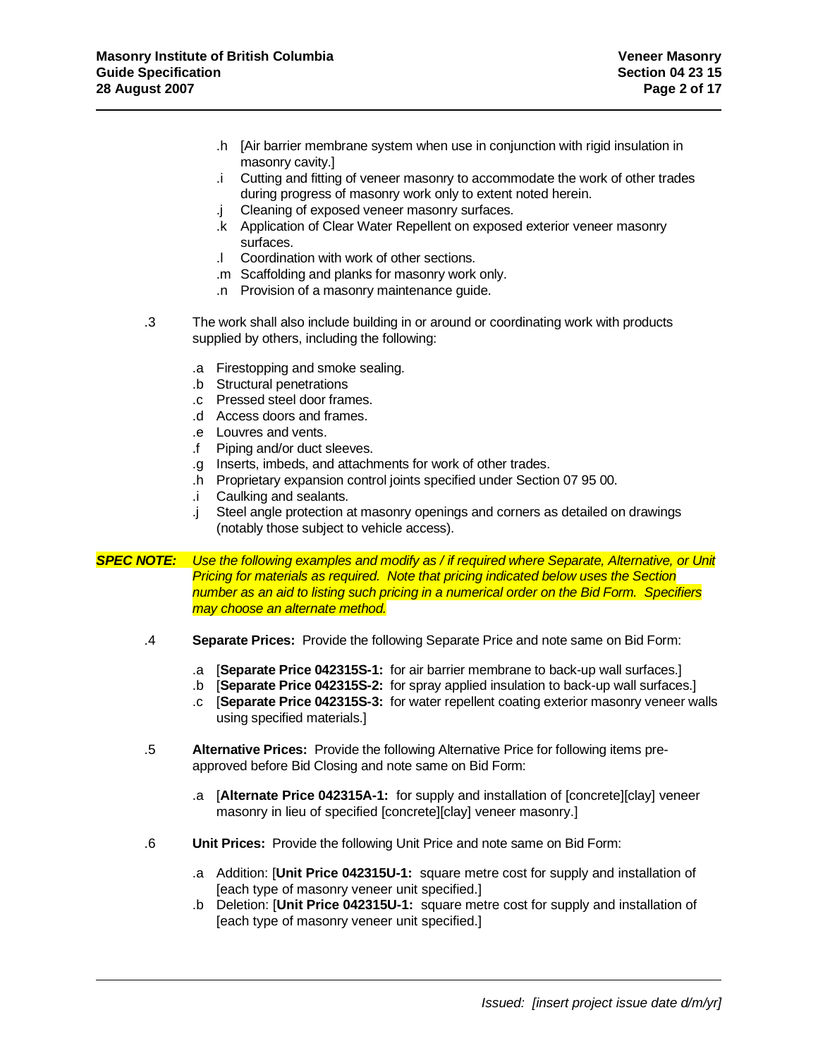.h [Air barrier membrane system when use in conjunction with rigid insulation in masonry cavity.]
.i Cutting and fitting of veneer masonry to accommodate the work of other trades during progress of masonry work only to extent noted herein.
.j Cleaning of exposed veneer masonry surfaces.
.k Application of Clear Water Repellent on exposed exterior veneer masonry surfaces.
.l Coordination with work of other sections.
.m Scaffolding and planks for masonry work only.
.n Provision of a masonry maintenance guide.

.3 The work shall also include building in or around or coordinating work with products supplied by others, including the following:

.a Firestopping and smoke sealing.
.b Structural penetrations
.c Pressed steel door frames.
.d Access doors and frames.
.e Louvres and vents.
.f Piping and/or duct sleeves.
.g Inserts, imbeds, and attachments for work of other trades.
.h Proprietary expansion control joints specified under Section 07 95 00.
.i Caulking and sealants.
.j Steel angle protection at masonry openings and corners as detailed on drawings (notably those subject to vehicle access).

***SPEC NOTE:*** *Use the following examples and modify as / if required where Separate, Alternative, or Unit Pricing for materials as required. Note that pricing indicated below uses the Section number as an aid to listing such pricing in a numerical order on the Bid Form. Specifiers may choose an alternate method.*

.4 **Separate Prices:** Provide the following Separate Price and note same on Bid Form:

.a [**Separate Price 042315S-1:** for air barrier membrane to back-up wall surfaces.]
.b [**Separate Price 042315S-2:** for spray applied insulation to back-up wall surfaces.]
.c [**Separate Price 042315S-3:** for water repellent coating exterior masonry veneer walls using specified materials.]

.5 **Alternative Prices:** Provide the following Alternative Price for following items pre-approved before Bid Closing and note same on Bid Form:

.a [**Alternate Price 042315A-1:** for supply and installation of [concrete][clay] veneer masonry in lieu of specified [concrete][clay] veneer masonry.]

.6 **Unit Prices:** Provide the following Unit Price and note same on Bid Form:

.a Addition: [**Unit Price 042315U-1:** square metre cost for supply and installation of [each type of masonry veneer unit specified.]
.b Deletion: [**Unit Price 042315U-1:** square metre cost for supply and installation of [each type of masonry veneer unit specified.]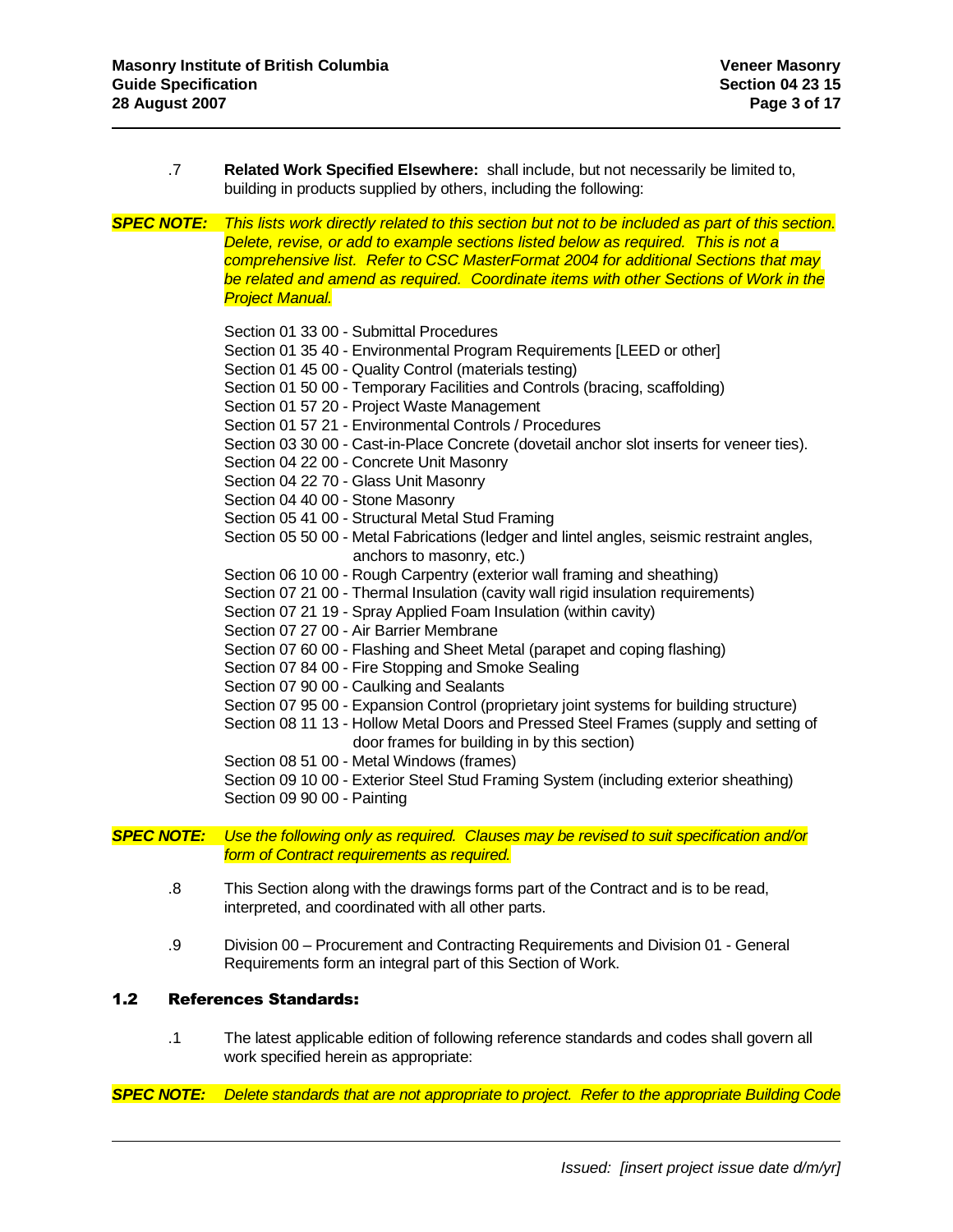.7 **Related Work Specified Elsewhere:** shall include, but not necessarily be limited to, building in products supplied by others, including the following:

***SPEC NOTE:*** *This lists work directly related to this section but not to be included as part of this section. Delete, revise, or add to example sections listed below as required. This is not a comprehensive list. Refer to CSC MasterFormat 2004 for additional Sections that may be related and amend as required. Coordinate items with other Sections of Work in the Project Manual.*

Section 01 33 00 - Submittal Procedures
Section 01 35 40 - Environmental Program Requirements [LEED or other]
Section 01 45 00 - Quality Control (materials testing)
Section 01 50 00 - Temporary Facilities and Controls (bracing, scaffolding)
Section 01 57 20 - Project Waste Management
Section 01 57 21 - Environmental Controls / Procedures
Section 03 30 00 - Cast-in-Place Concrete (dovetail anchor slot inserts for veneer ties).
Section 04 22 00 - Concrete Unit Masonry
Section 04 22 70 - Glass Unit Masonry
Section 04 40 00 - Stone Masonry
Section 05 41 00 - Structural Metal Stud Framing
Section 05 50 00 - Metal Fabrications (ledger and lintel angles, seismic restraint angles, anchors to masonry, etc.)
Section 06 10 00 - Rough Carpentry (exterior wall framing and sheathing)
Section 07 21 00 - Thermal Insulation (cavity wall rigid insulation requirements)
Section 07 21 19 - Spray Applied Foam Insulation (within cavity)
Section 07 27 00 - Air Barrier Membrane
Section 07 60 00 - Flashing and Sheet Metal (parapet and coping flashing)
Section 07 84 00 - Fire Stopping and Smoke Sealing
Section 07 90 00 - Caulking and Sealants
Section 07 95 00 - Expansion Control (proprietary joint systems for building structure)
Section 08 11 13 - Hollow Metal Doors and Pressed Steel Frames (supply and setting of door frames for building in by this section)
Section 08 51 00 - Metal Windows (frames)
Section 09 10 00 - Exterior Steel Stud Framing System (including exterior sheathing)
Section 09 90 00 - Painting

***SPEC NOTE:*** *Use the following only as required. Clauses may be revised to suit specification and/or form of Contract requirements as required.*

.8 This Section along with the drawings forms part of the Contract and is to be read, interpreted, and coordinated with all other parts.

.9 Division 00 – Procurement and Contracting Requirements and Division 01 - General Requirements form an integral part of this Section of Work.

## 1.2 References Standards:

.1 The latest applicable edition of following reference standards and codes shall govern all work specified herein as appropriate:

***SPEC NOTE:*** *Delete standards that are not appropriate to project. Refer to the appropriate Building Code*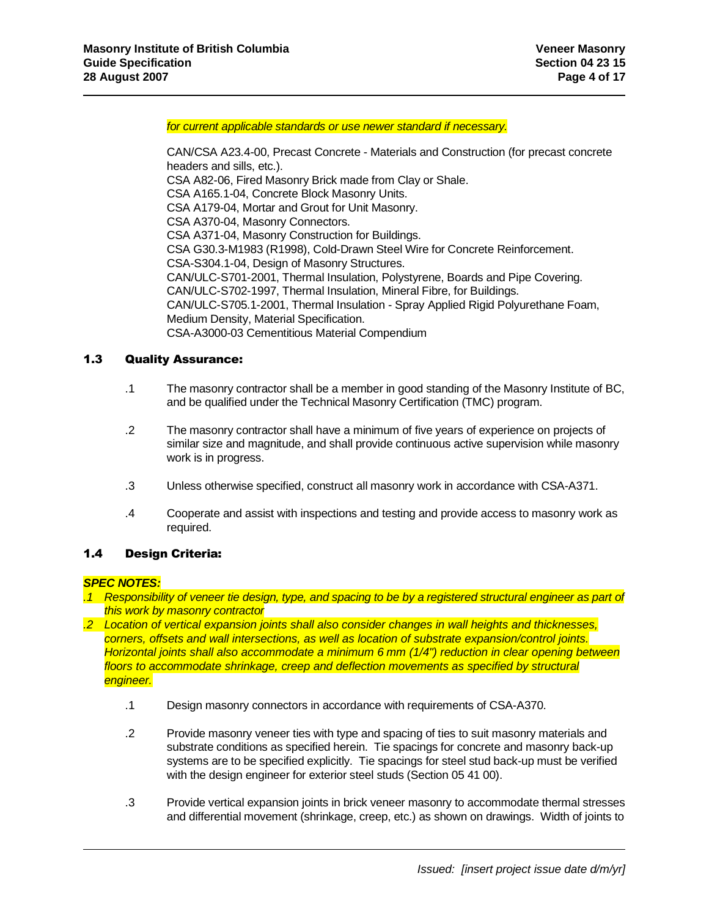*for current applicable standards or use newer standard if necessary.*

CAN/CSA A23.4-00, Precast Concrete - Materials and Construction (for precast concrete headers and sills, etc.).
CSA A82-06, Fired Masonry Brick made from Clay or Shale.
CSA A165.1-04, Concrete Block Masonry Units.
CSA A179-04, Mortar and Grout for Unit Masonry.
CSA A370-04, Masonry Connectors.
CSA A371-04, Masonry Construction for Buildings.
CSA G30.3-M1983 (R1998), Cold-Drawn Steel Wire for Concrete Reinforcement.
CSA-S304.1-04, Design of Masonry Structures.
CAN/ULC-S701-2001, Thermal Insulation, Polystyrene, Boards and Pipe Covering.
CAN/ULC-S702-1997, Thermal Insulation, Mineral Fibre, for Buildings.
CAN/ULC-S705.1-2001, Thermal Insulation - Spray Applied Rigid Polyurethane Foam, Medium Density, Material Specification.
CSA-A3000-03 Cementitious Material Compendium

## 1.3 Quality Assurance:

.1 The masonry contractor shall be a member in good standing of the Masonry Institute of BC, and be qualified under the Technical Masonry Certification (TMC) program.

.2 The masonry contractor shall have a minimum of five years of experience on projects of similar size and magnitude, and shall provide continuous active supervision while masonry work is in progress.

.3 Unless otherwise specified, construct all masonry work in accordance with CSA-A371.

.4 Cooperate and assist with inspections and testing and provide access to masonry work as required.

## 1.4 Design Criteria:

***SPEC NOTES:***

*.1 Responsibility of veneer tie design, type, and spacing to be by a registered structural engineer as part of this work by masonry contractor*

*.2 Location of vertical expansion joints shall also consider changes in wall heights and thicknesses, corners, offsets and wall intersections, as well as location of substrate expansion/control joints. Horizontal joints shall also accommodate a minimum 6 mm (1/4") reduction in clear opening between floors to accommodate shrinkage, creep and deflection movements as specified by structural engineer.*

.1 Design masonry connectors in accordance with requirements of CSA-A370.

.2 Provide masonry veneer ties with type and spacing of ties to suit masonry materials and substrate conditions as specified herein. Tie spacings for concrete and masonry back-up systems are to be specified explicitly. Tie spacings for steel stud back-up must be verified with the design engineer for exterior steel studs (Section 05 41 00).

.3 Provide vertical expansion joints in brick veneer masonry to accommodate thermal stresses and differential movement (shrinkage, creep, etc.) as shown on drawings. Width of joints to

*Issued: [insert project issue date d/m/yr]*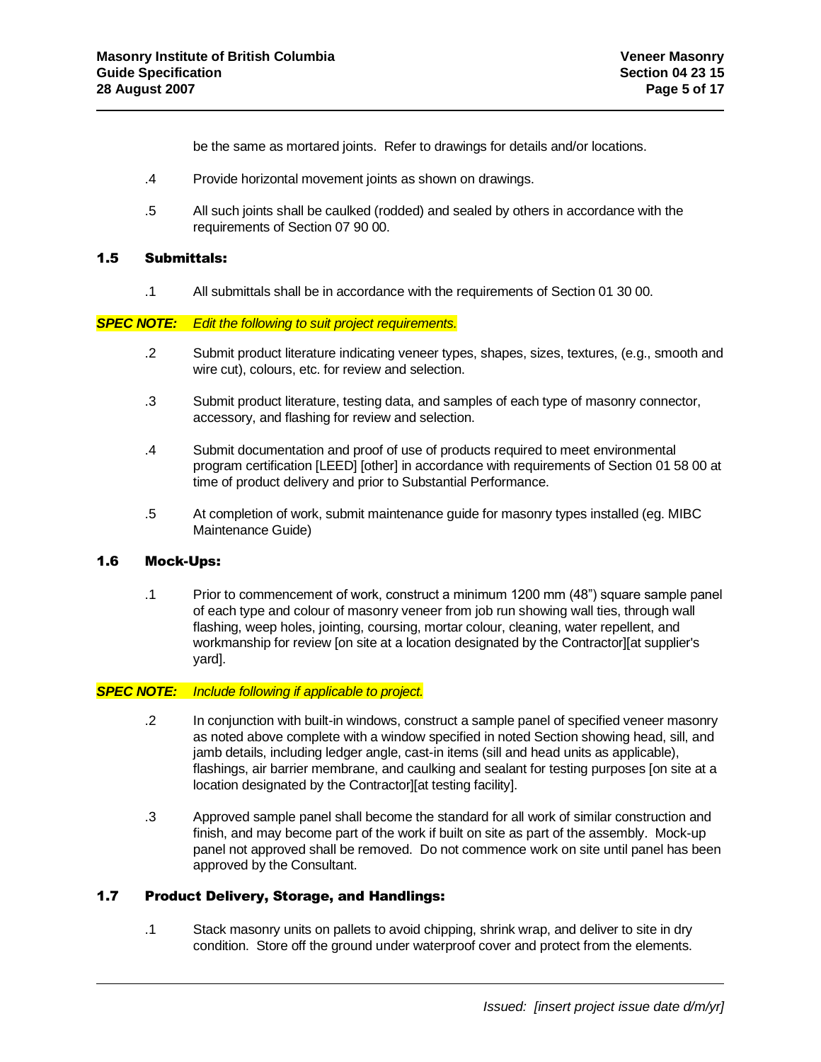be the same as mortared joints. Refer to drawings for details and/or locations.

.4 Provide horizontal movement joints as shown on drawings.

.5 All such joints shall be caulked (rodded) and sealed by others in accordance with the requirements of Section 07 90 00.

## 1.5 Submittals:

.1 All submittals shall be in accordance with the requirements of Section 01 30 00.

***SPEC NOTE:*** *Edit the following to suit project requirements.*

.2 Submit product literature indicating veneer types, shapes, sizes, textures, (e.g., smooth and wire cut), colours, etc. for review and selection.

.3 Submit product literature, testing data, and samples of each type of masonry connector, accessory, and flashing for review and selection.

.4 Submit documentation and proof of use of products required to meet environmental program certification [LEED] [other] in accordance with requirements of Section 01 58 00 at time of product delivery and prior to Substantial Performance.

.5 At completion of work, submit maintenance guide for masonry types installed (eg. MIBC Maintenance Guide)

## 1.6 Mock-Ups:

.1 Prior to commencement of work, construct a minimum 1200 mm (48") square sample panel of each type and colour of masonry veneer from job run showing wall ties, through wall flashing, weep holes, jointing, coursing, mortar colour, cleaning, water repellent, and workmanship for review [on site at a location designated by the Contractor][at supplier's yard].

***SPEC NOTE:*** *Include following if applicable to project.*

.2 In conjunction with built-in windows, construct a sample panel of specified veneer masonry as noted above complete with a window specified in noted Section showing head, sill, and jamb details, including ledger angle, cast-in items (sill and head units as applicable), flashings, air barrier membrane, and caulking and sealant for testing purposes [on site at a location designated by the Contractor][at testing facility].

.3 Approved sample panel shall become the standard for all work of similar construction and finish, and may become part of the work if built on site as part of the assembly. Mock-up panel not approved shall be removed. Do not commence work on site until panel has been approved by the Consultant.

## 1.7 Product Delivery, Storage, and Handlings:

.1 Stack masonry units on pallets to avoid chipping, shrink wrap, and deliver to site in dry condition. Store off the ground under waterproof cover and protect from the elements.

*Issued: [insert project issue date d/m/yr]*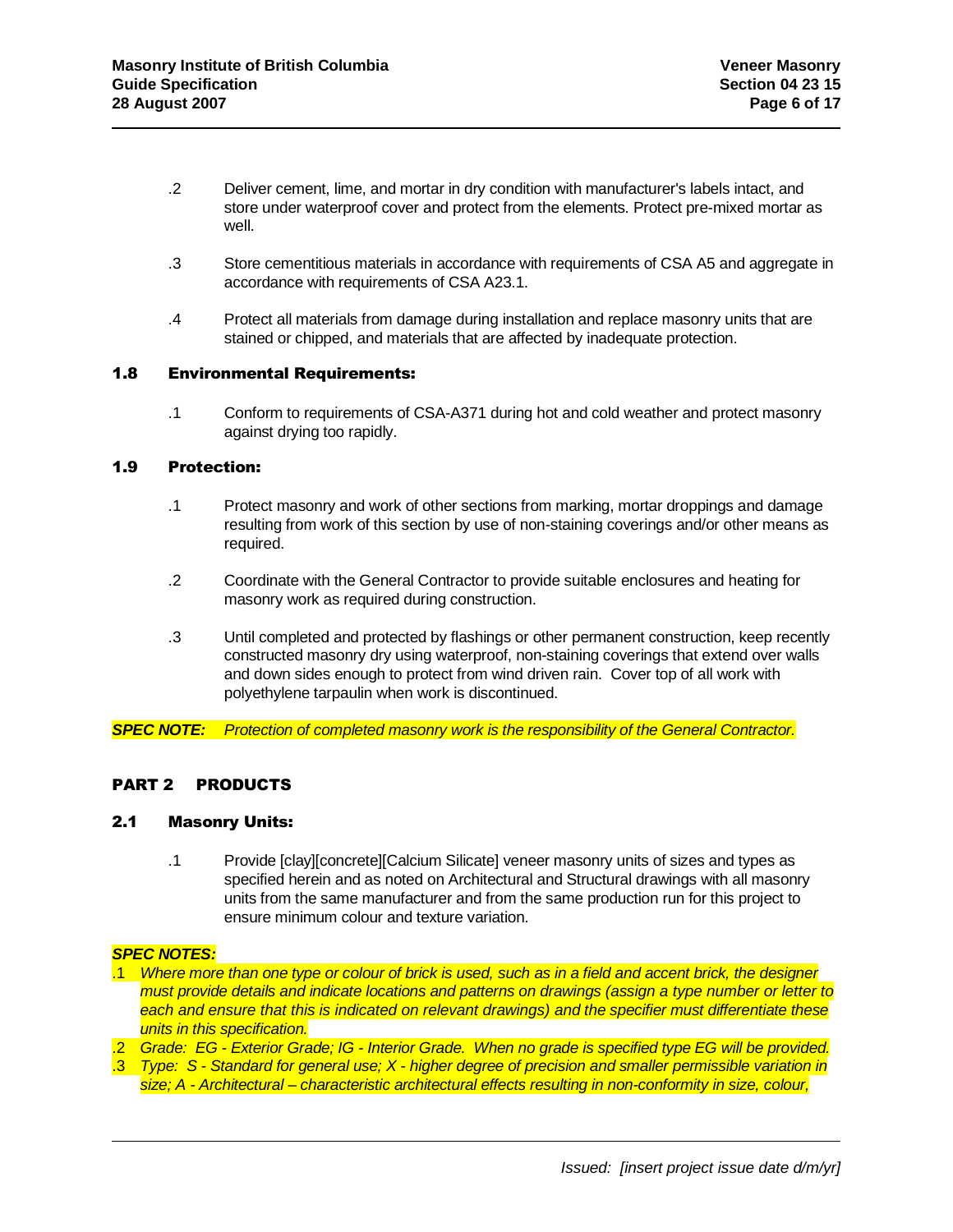.2 Deliver cement, lime, and mortar in dry condition with manufacturer's labels intact, and store under waterproof cover and protect from the elements. Protect pre-mixed mortar as well.

.3 Store cementitious materials in accordance with requirements of CSA A5 and aggregate in accordance with requirements of CSA A23.1.

.4 Protect all materials from damage during installation and replace masonry units that are stained or chipped, and materials that are affected by inadequate protection.

### 1.8 Environmental Requirements:

.1 Conform to requirements of CSA-A371 during hot and cold weather and protect masonry against drying too rapidly.

### 1.9 Protection:

.1 Protect masonry and work of other sections from marking, mortar droppings and damage resulting from work of this section by use of non-staining coverings and/or other means as required.

.2 Coordinate with the General Contractor to provide suitable enclosures and heating for masonry work as required during construction.

.3 Until completed and protected by flashings or other permanent construction, keep recently constructed masonry dry using waterproof, non-staining coverings that extend over walls and down sides enough to protect from wind driven rain. Cover top of all work with polyethylene tarpaulin when work is discontinued.

***SPEC NOTE:*** *Protection of completed masonry work is the responsibility of the General Contractor.*

## PART 2 PRODUCTS

### 2.1 Masonry Units:

.1 Provide [clay][concrete][Calcium Silicate] veneer masonry units of sizes and types as specified herein and as noted on Architectural and Structural drawings with all masonry units from the same manufacturer and from the same production run for this project to ensure minimum colour and texture variation.

***SPEC NOTES:***

.1 *Where more than one type or colour of brick is used, such as in a field and accent brick, the designer must provide details and indicate locations and patterns on drawings (assign a type number or letter to each and ensure that this is indicated on relevant drawings) and the specifier must differentiate these units in this specification.*

.2 *Grade: EG - Exterior Grade; IG - Interior Grade. When no grade is specified type EG will be provided.*

.3 *Type: S - Standard for general use; X - higher degree of precision and smaller permissible variation in size; A - Architectural – characteristic architectural effects resulting in non-conformity in size, colour,*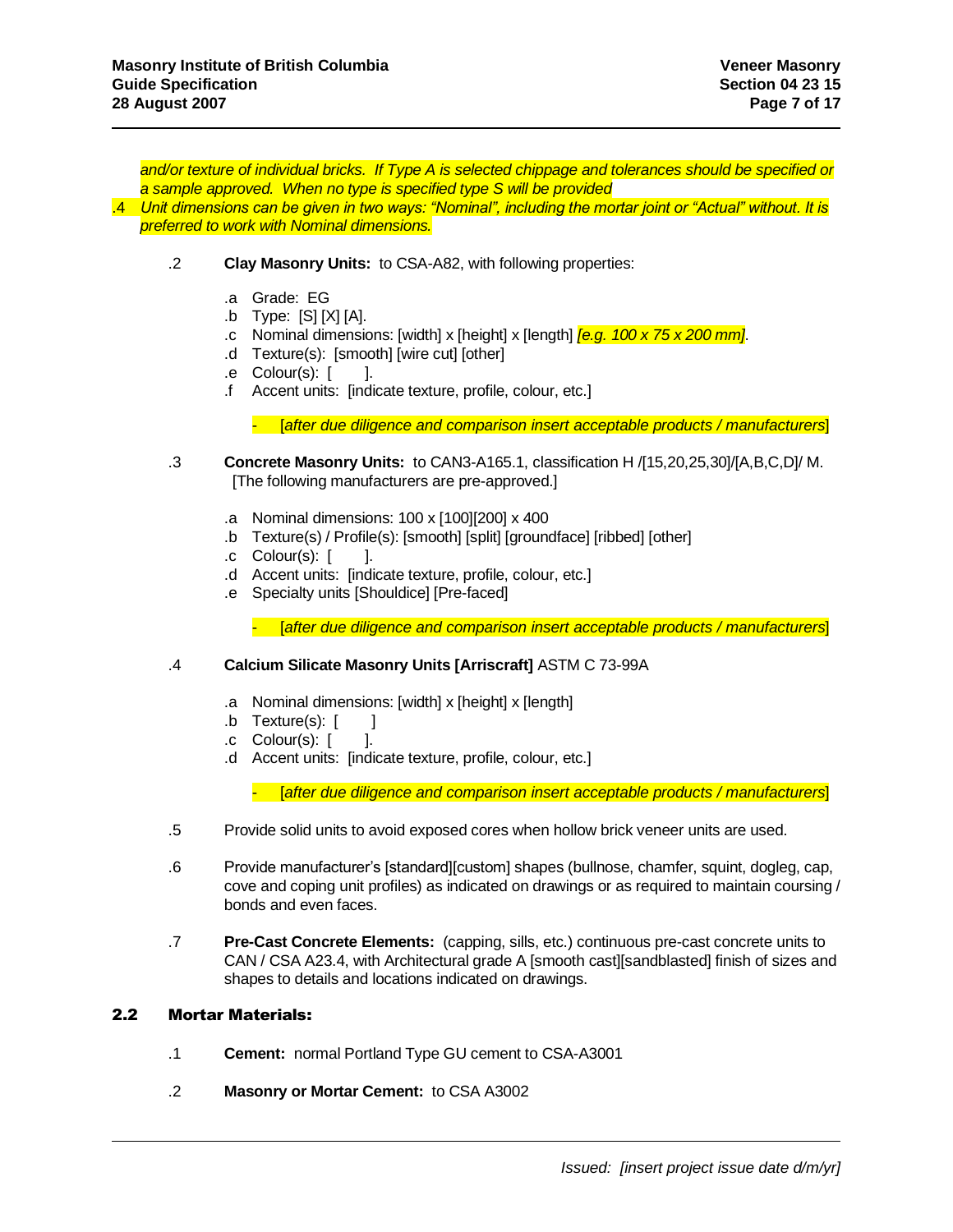*and/or texture of individual bricks. If Type A is selected chippage and tolerances should be specified or a sample approved. When no type is specified type S will be provided*

.4 *Unit dimensions can be given in two ways: "Nominal", including the mortar joint or "Actual" without. It is preferred to work with Nominal dimensions.*

.2 **Clay Masonry Units:** to CSA-A82, with following properties:

- .a Grade: EG
- .b Type: [S] [X] [A].
- .c Nominal dimensions: [width] x [height] x [length] *[e.g. 100 x 75 x 200 mm]*.
- .d Texture(s): [smooth] [wire cut] [other]
- .e Colour(s): [ ].
- .f Accent units: [indicate texture, profile, colour, etc.]

  - [*after due diligence and comparison insert acceptable products / manufacturers*]

.3 **Concrete Masonry Units:** to CAN3-A165.1, classification H /[15,20,25,30]/[A,B,C,D]/ M. [The following manufacturers are pre-approved.]

- .a Nominal dimensions: 100 x [100][200] x 400
- .b Texture(s) / Profile(s): [smooth] [split] [groundface] [ribbed] [other]
- .c Colour(s): [ ].
- .d Accent units: [indicate texture, profile, colour, etc.]
- .e Specialty units [Shouldice] [Pre-faced]

  - [*after due diligence and comparison insert acceptable products / manufacturers*]

.4 **Calcium Silicate Masonry Units [Arriscraft]** ASTM C 73-99A

- .a Nominal dimensions: [width] x [height] x [length]
- .b Texture(s): [ ]
- .c Colour(s): [ ].
- .d Accent units: [indicate texture, profile, colour, etc.]

  - [*after due diligence and comparison insert acceptable products / manufacturers*]

.5 Provide solid units to avoid exposed cores when hollow brick veneer units are used.

.6 Provide manufacturer's [standard][custom] shapes (bullnose, chamfer, squint, dogleg, cap, cove and coping unit profiles) as indicated on drawings or as required to maintain coursing / bonds and even faces.

.7 **Pre-Cast Concrete Elements:** (capping, sills, etc.) continuous pre-cast concrete units to CAN / CSA A23.4, with Architectural grade A [smooth cast][sandblasted] finish of sizes and shapes to details and locations indicated on drawings.

## 2.2 Mortar Materials:

.1 **Cement:** normal Portland Type GU cement to CSA-A3001

.2 **Masonry or Mortar Cement:** to CSA A3002

*Issued: [insert project issue date d/m/yr]*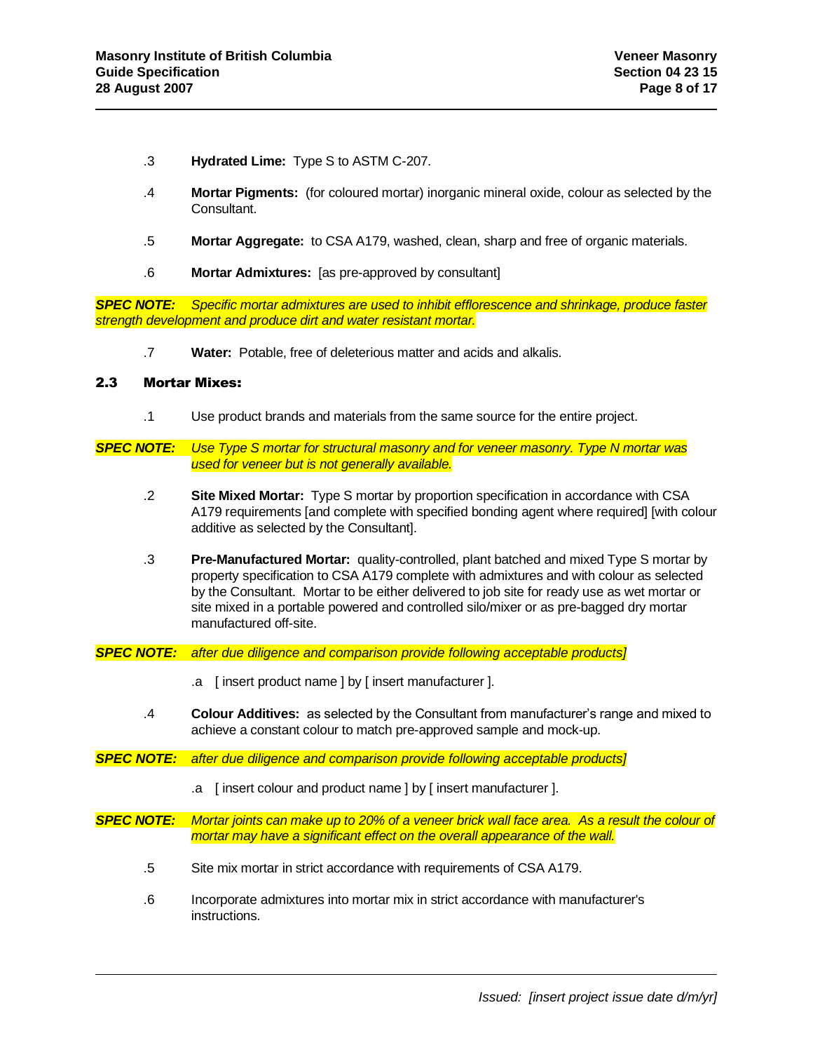.3 **Hydrated Lime:** Type S to ASTM C-207.

.4 **Mortar Pigments:** (for coloured mortar) inorganic mineral oxide, colour as selected by the Consultant.

.5 **Mortar Aggregate:** to CSA A179, washed, clean, sharp and free of organic materials.

.6 **Mortar Admixtures:** [as pre-approved by consultant]

***SPEC NOTE:*** *Specific mortar admixtures are used to inhibit efflorescence and shrinkage, produce faster strength development and produce dirt and water resistant mortar.*

.7 **Water:** Potable, free of deleterious matter and acids and alkalis.

## 2.3 Mortar Mixes:

.1 Use product brands and materials from the same source for the entire project.

***SPEC NOTE:*** *Use Type S mortar for structural masonry and for veneer masonry. Type N mortar was used for veneer but is not generally available.*

.2 **Site Mixed Mortar:** Type S mortar by proportion specification in accordance with CSA A179 requirements [and complete with specified bonding agent where required] [with colour additive as selected by the Consultant].

.3 **Pre-Manufactured Mortar:** quality-controlled, plant batched and mixed Type S mortar by property specification to CSA A179 complete with admixtures and with colour as selected by the Consultant. Mortar to be either delivered to job site for ready use as wet mortar or site mixed in a portable powered and controlled silo/mixer or as pre-bagged dry mortar manufactured off-site.

***SPEC NOTE:*** *after due diligence and comparison provide following acceptable products]*

.a [ insert product name ] by [ insert manufacturer ].

.4 **Colour Additives:** as selected by the Consultant from manufacturer's range and mixed to achieve a constant colour to match pre-approved sample and mock-up.

***SPEC NOTE:*** *after due diligence and comparison provide following acceptable products]*

.a [ insert colour and product name ] by [ insert manufacturer ].

***SPEC NOTE:*** *Mortar joints can make up to 20% of a veneer brick wall face area. As a result the colour of mortar may have a significant effect on the overall appearance of the wall.*

.5 Site mix mortar in strict accordance with requirements of CSA A179.

.6 Incorporate admixtures into mortar mix in strict accordance with manufacturer's instructions.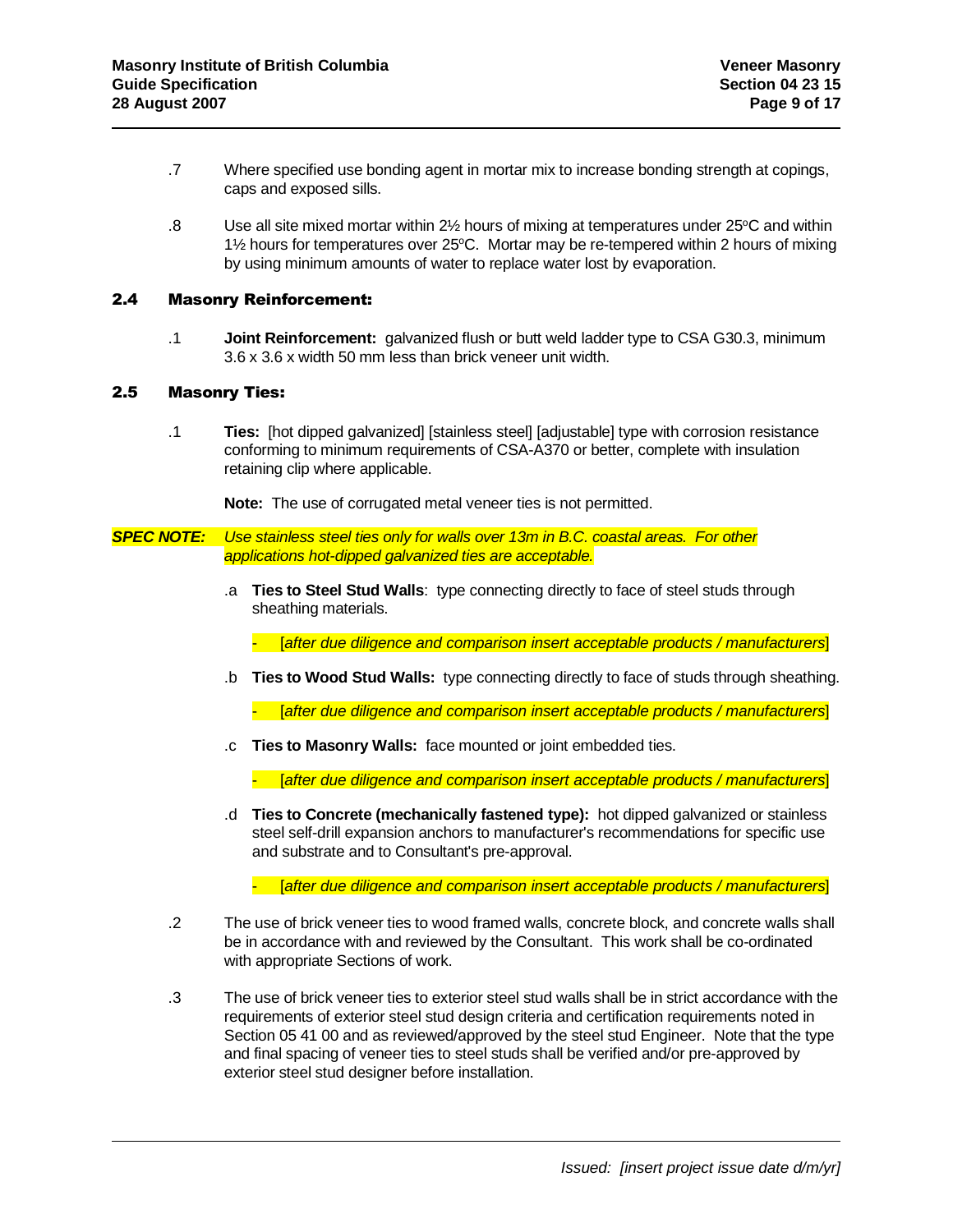.7 Where specified use bonding agent in mortar mix to increase bonding strength at copings, caps and exposed sills.

.8 Use all site mixed mortar within 2½ hours of mixing at temperatures under 25°C and within 1½ hours for temperatures over 25°C. Mortar may be re-tempered within 2 hours of mixing by using minimum amounts of water to replace water lost by evaporation.

### 2.4 Masonry Reinforcement:

.1 **Joint Reinforcement:** galvanized flush or butt weld ladder type to CSA G30.3, minimum 3.6 x 3.6 x width 50 mm less than brick veneer unit width.

### 2.5 Masonry Ties:

.1 **Ties:** [hot dipped galvanized] [stainless steel] [adjustable] type with corrosion resistance conforming to minimum requirements of CSA-A370 or better, complete with insulation retaining clip where applicable.

**Note:** The use of corrugated metal veneer ties is not permitted.

***SPEC NOTE:*** *Use stainless steel ties only for walls over 13m in B.C. coastal areas. For other applications hot-dipped galvanized ties are acceptable.*

.a **Ties to Steel Stud Walls**: type connecting directly to face of steel studs through sheathing materials.

- [*after due diligence and comparison insert acceptable products / manufacturers*]

.b **Ties to Wood Stud Walls:** type connecting directly to face of studs through sheathing.

- [*after due diligence and comparison insert acceptable products / manufacturers*]

.c **Ties to Masonry Walls:** face mounted or joint embedded ties.

- [*after due diligence and comparison insert acceptable products / manufacturers*]

.d **Ties to Concrete (mechanically fastened type):** hot dipped galvanized or stainless steel self-drill expansion anchors to manufacturer's recommendations for specific use and substrate and to Consultant's pre-approval.

- [*after due diligence and comparison insert acceptable products / manufacturers*]

.2 The use of brick veneer ties to wood framed walls, concrete block, and concrete walls shall be in accordance with and reviewed by the Consultant. This work shall be co-ordinated with appropriate Sections of work.

.3 The use of brick veneer ties to exterior steel stud walls shall be in strict accordance with the requirements of exterior steel stud design criteria and certification requirements noted in Section 05 41 00 and as reviewed/approved by the steel stud Engineer. Note that the type and final spacing of veneer ties to steel studs shall be verified and/or pre-approved by exterior steel stud designer before installation.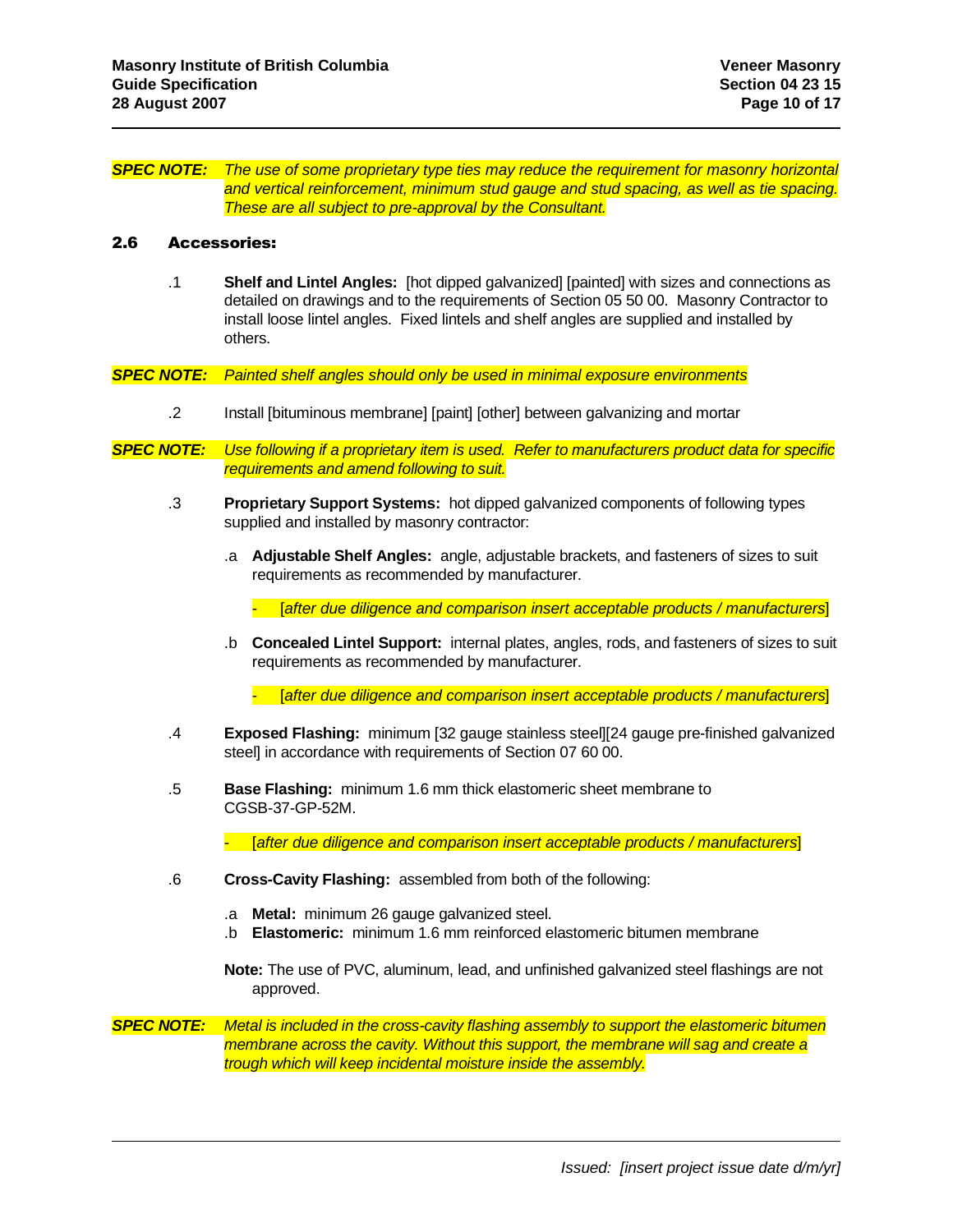***SPEC NOTE:*** *The use of some proprietary type ties may reduce the requirement for masonry horizontal and vertical reinforcement, minimum stud gauge and stud spacing, as well as tie spacing. These are all subject to pre-approval by the Consultant.*

## 2.6 Accessories:

.1 **Shelf and Lintel Angles:** [hot dipped galvanized] [painted] with sizes and connections as detailed on drawings and to the requirements of Section 05 50 00. Masonry Contractor to install loose lintel angles. Fixed lintels and shelf angles are supplied and installed by others.

***SPEC NOTE:*** *Painted shelf angles should only be used in minimal exposure environments*

.2 Install [bituminous membrane] [paint] [other] between galvanizing and mortar

***SPEC NOTE:*** *Use following if a proprietary item is used. Refer to manufacturers product data for specific requirements and amend following to suit.*

.3 **Proprietary Support Systems:** hot dipped galvanized components of following types supplied and installed by masonry contractor:

.a **Adjustable Shelf Angles:** angle, adjustable brackets, and fasteners of sizes to suit requirements as recommended by manufacturer.

- [*after due diligence and comparison insert acceptable products / manufacturers*]

.b **Concealed Lintel Support:** internal plates, angles, rods, and fasteners of sizes to suit requirements as recommended by manufacturer.

- [*after due diligence and comparison insert acceptable products / manufacturers*]

.4 **Exposed Flashing:** minimum [32 gauge stainless steel][24 gauge pre-finished galvanized steel] in accordance with requirements of Section 07 60 00.

.5 **Base Flashing:** minimum 1.6 mm thick elastomeric sheet membrane to CGSB-37-GP-52M.

- [*after due diligence and comparison insert acceptable products / manufacturers*]

.6 **Cross-Cavity Flashing:** assembled from both of the following:

.a **Metal:** minimum 26 gauge galvanized steel.
.b **Elastomeric:** minimum 1.6 mm reinforced elastomeric bitumen membrane

**Note:** The use of PVC, aluminum, lead, and unfinished galvanized steel flashings are not approved.

***SPEC NOTE:*** *Metal is included in the cross-cavity flashing assembly to support the elastomeric bitumen membrane across the cavity. Without this support, the membrane will sag and create a trough which will keep incidental moisture inside the assembly.*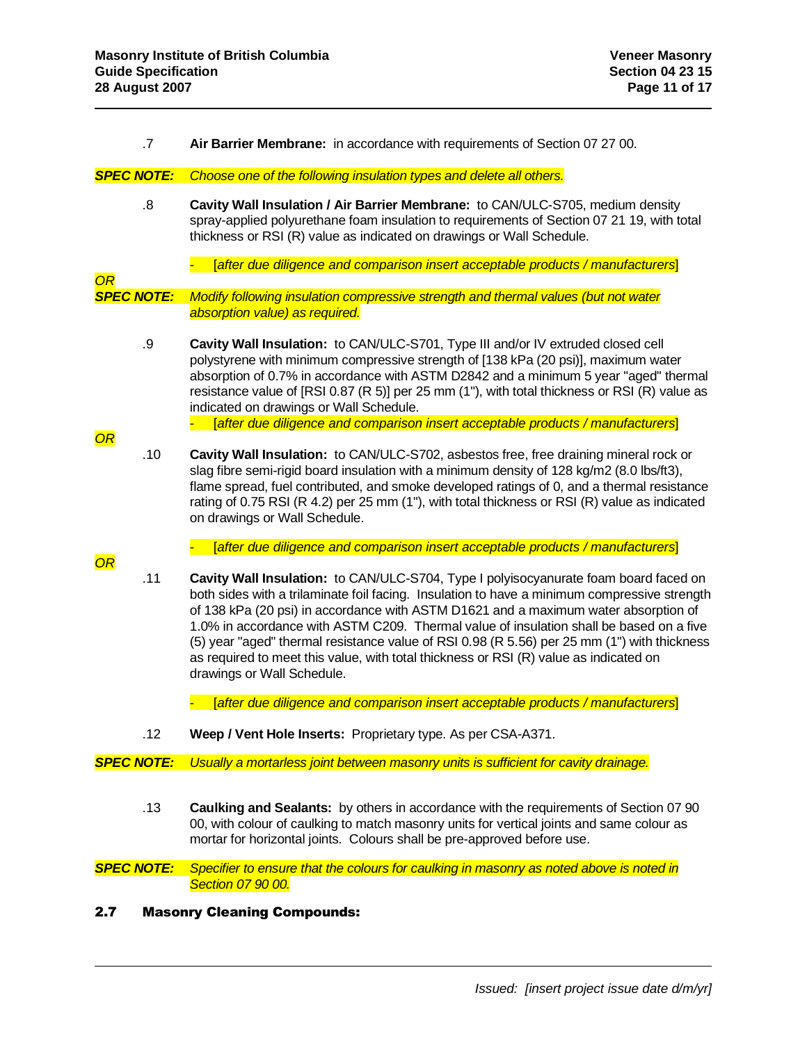.7 **Air Barrier Membrane:** in accordance with requirements of Section 07 27 00.

***SPEC NOTE:*** *Choose one of the following insulation types and delete all others.*

.8 **Cavity Wall Insulation / Air Barrier Membrane:** to CAN/ULC-S705, medium density spray-applied polyurethane foam insulation to requirements of Section 07 21 19, with total thickness or RSI (R) value as indicated on drawings or Wall Schedule.

- [*after due diligence and comparison insert acceptable products / manufacturers*]

*OR*

***SPEC NOTE:*** *Modify following insulation compressive strength and thermal values (but not water absorption value) as required.*

.9 **Cavity Wall Insulation:** to CAN/ULC-S701, Type III and/or IV extruded closed cell polystyrene with minimum compressive strength of [138 kPa (20 psi)], maximum water absorption of 0.7% in accordance with ASTM D2842 and a minimum 5 year "aged" thermal resistance value of [RSI 0.87 (R 5)] per 25 mm (1"), with total thickness or RSI (R) value as indicated on drawings or Wall Schedule.

- [*after due diligence and comparison insert acceptable products / manufacturers*]

*OR*

.10 **Cavity Wall Insulation:** to CAN/ULC-S702, asbestos free, free draining mineral rock or slag fibre semi-rigid board insulation with a minimum density of 128 kg/m2 (8.0 lbs/ft3), flame spread, fuel contributed, and smoke developed ratings of 0, and a thermal resistance rating of 0.75 RSI (R 4.2) per 25 mm (1"), with total thickness or RSI (R) value as indicated on drawings or Wall Schedule.

- [*after due diligence and comparison insert acceptable products / manufacturers*]

*OR*

.11 **Cavity Wall Insulation:** to CAN/ULC-S704, Type I polyisocyanurate foam board faced on both sides with a trilaminate foil facing. Insulation to have a minimum compressive strength of 138 kPa (20 psi) in accordance with ASTM D1621 and a maximum water absorption of 1.0% in accordance with ASTM C209. Thermal value of insulation shall be based on a five (5) year "aged" thermal resistance value of RSI 0.98 (R 5.56) per 25 mm (1") with thickness as required to meet this value, with total thickness or RSI (R) value as indicated on drawings or Wall Schedule.

- [*after due diligence and comparison insert acceptable products / manufacturers*]

.12 **Weep / Vent Hole Inserts:** Proprietary type. As per CSA-A371.

***SPEC NOTE:*** *Usually a mortarless joint between masonry units is sufficient for cavity drainage.*

.13 **Caulking and Sealants:** by others in accordance with the requirements of Section 07 90 00, with colour of caulking to match masonry units for vertical joints and same colour as mortar for horizontal joints. Colours shall be pre-approved before use.

***SPEC NOTE:*** *Specifier to ensure that the colours for caulking in masonry as noted above is noted in Section 07 90 00.*

## 2.7 Masonry Cleaning Compounds:

*Issued: [insert project issue date d/m/yr]*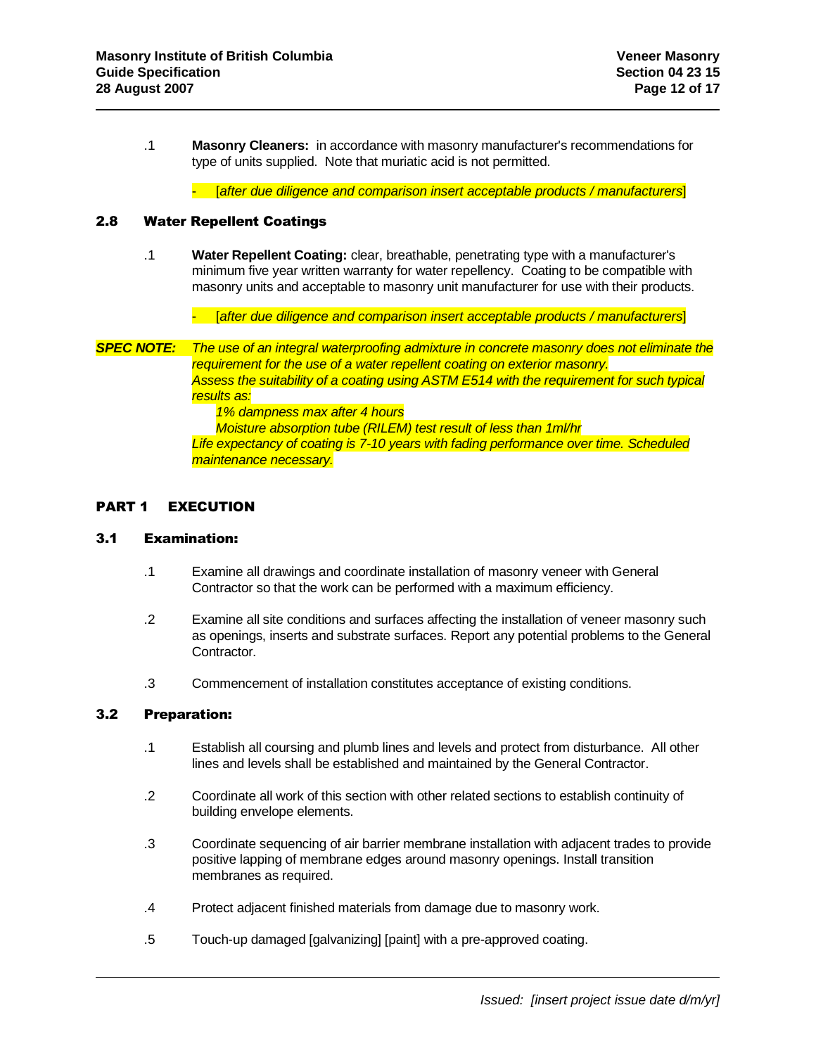.1 **Masonry Cleaners:** in accordance with masonry manufacturer's recommendations for type of units supplied. Note that muriatic acid is not permitted.

- [*after due diligence and comparison insert acceptable products / manufacturers*]

### 2.8 Water Repellent Coatings

.1 **Water Repellent Coating:** clear, breathable, penetrating type with a manufacturer's minimum five year written warranty for water repellency. Coating to be compatible with masonry units and acceptable to masonry unit manufacturer for use with their products.

- [*after due diligence and comparison insert acceptable products / manufacturers*]

***SPEC NOTE:*** *The use of an integral waterproofing admixture in concrete masonry does not eliminate the requirement for the use of a water repellent coating on exterior masonry.*
*Assess the suitability of a coating using ASTM E514 with the requirement for such typical results as:*
*1% dampness max after 4 hours*
*Moisture absorption tube (RILEM) test result of less than 1ml/hr*
*Life expectancy of coating is 7-10 years with fading performance over time. Scheduled maintenance necessary.*

## PART 1 EXECUTION

### 3.1 Examination:

.1 Examine all drawings and coordinate installation of masonry veneer with General Contractor so that the work can be performed with a maximum efficiency.

.2 Examine all site conditions and surfaces affecting the installation of veneer masonry such as openings, inserts and substrate surfaces. Report any potential problems to the General Contractor.

.3 Commencement of installation constitutes acceptance of existing conditions.

### 3.2 Preparation:

.1 Establish all coursing and plumb lines and levels and protect from disturbance. All other lines and levels shall be established and maintained by the General Contractor.

.2 Coordinate all work of this section with other related sections to establish continuity of building envelope elements.

.3 Coordinate sequencing of air barrier membrane installation with adjacent trades to provide positive lapping of membrane edges around masonry openings. Install transition membranes as required.

.4 Protect adjacent finished materials from damage due to masonry work.

.5 Touch-up damaged [galvanizing] [paint] with a pre-approved coating.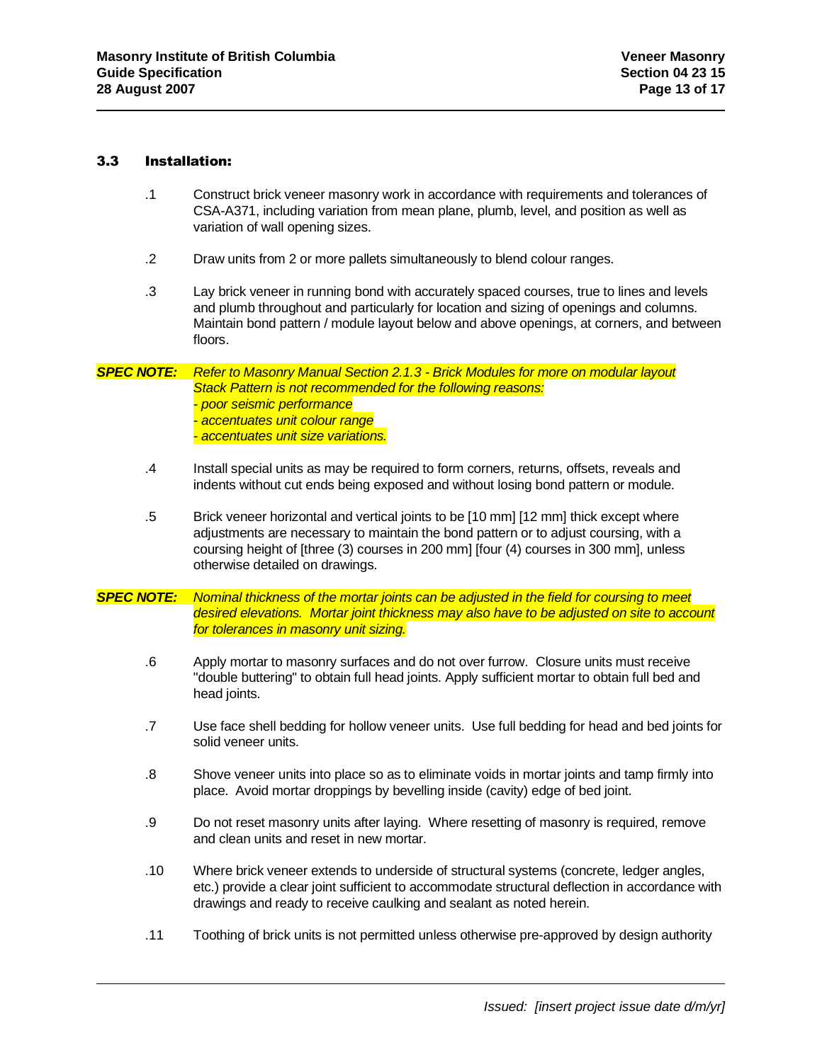### 3.3 Installation:

.1 Construct brick veneer masonry work in accordance with requirements and tolerances of CSA-A371, including variation from mean plane, plumb, level, and position as well as variation of wall opening sizes.

.2 Draw units from 2 or more pallets simultaneously to blend colour ranges.

.3 Lay brick veneer in running bond with accurately spaced courses, true to lines and levels and plumb throughout and particularly for location and sizing of openings and columns. Maintain bond pattern / module layout below and above openings, at corners, and between floors.

***SPEC NOTE:*** *Refer to Masonry Manual Section 2.1.3 - Brick Modules for more on modular layout Stack Pattern is not recommended for the following reasons:*
*- poor seismic performance*
*- accentuates unit colour range*
*- accentuates unit size variations.*

.4 Install special units as may be required to form corners, returns, offsets, reveals and indents without cut ends being exposed and without losing bond pattern or module.

.5 Brick veneer horizontal and vertical joints to be [10 mm] [12 mm] thick except where adjustments are necessary to maintain the bond pattern or to adjust coursing, with a coursing height of [three (3) courses in 200 mm] [four (4) courses in 300 mm], unless otherwise detailed on drawings.

***SPEC NOTE:*** *Nominal thickness of the mortar joints can be adjusted in the field for coursing to meet desired elevations. Mortar joint thickness may also have to be adjusted on site to account for tolerances in masonry unit sizing.*

.6 Apply mortar to masonry surfaces and do not over furrow. Closure units must receive "double buttering" to obtain full head joints. Apply sufficient mortar to obtain full bed and head joints.

.7 Use face shell bedding for hollow veneer units. Use full bedding for head and bed joints for solid veneer units.

.8 Shove veneer units into place so as to eliminate voids in mortar joints and tamp firmly into place. Avoid mortar droppings by bevelling inside (cavity) edge of bed joint.

.9 Do not reset masonry units after laying. Where resetting of masonry is required, remove and clean units and reset in new mortar.

.10 Where brick veneer extends to underside of structural systems (concrete, ledger angles, etc.) provide a clear joint sufficient to accommodate structural deflection in accordance with drawings and ready to receive caulking and sealant as noted herein.

.11 Toothing of brick units is not permitted unless otherwise pre-approved by design authority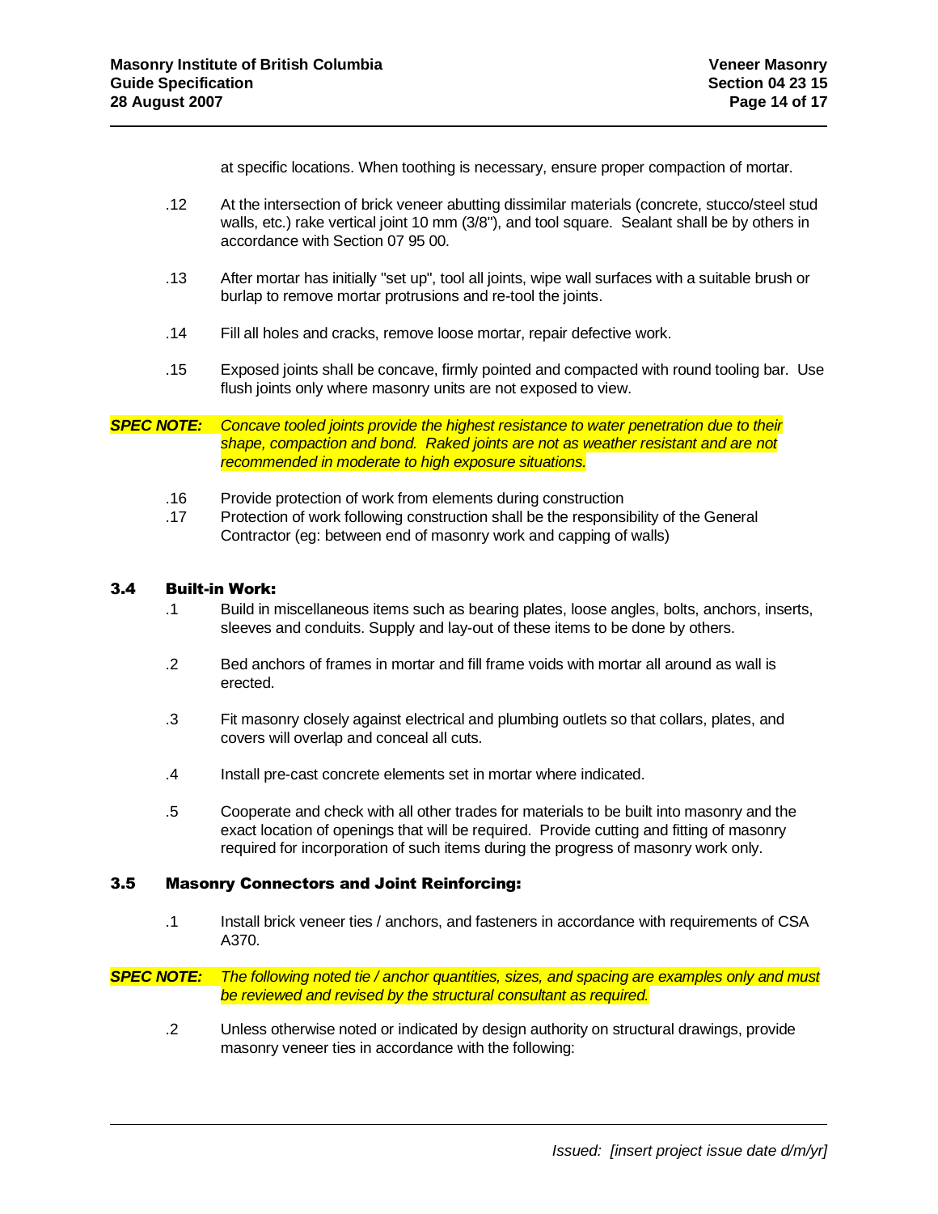at specific locations. When toothing is necessary, ensure proper compaction of mortar.

.12 At the intersection of brick veneer abutting dissimilar materials (concrete, stucco/steel stud walls, etc.) rake vertical joint 10 mm (3/8"), and tool square. Sealant shall be by others in accordance with Section 07 95 00.

.13 After mortar has initially "set up", tool all joints, wipe wall surfaces with a suitable brush or burlap to remove mortar protrusions and re-tool the joints.

.14 Fill all holes and cracks, remove loose mortar, repair defective work.

.15 Exposed joints shall be concave, firmly pointed and compacted with round tooling bar. Use flush joints only where masonry units are not exposed to view.

***SPEC NOTE:*** *Concave tooled joints provide the highest resistance to water penetration due to their shape, compaction and bond. Raked joints are not as weather resistant and are not recommended in moderate to high exposure situations.*

.16 Provide protection of work from elements during construction

.17 Protection of work following construction shall be the responsibility of the General Contractor (eg: between end of masonry work and capping of walls)

## 3.4 Built-in Work:

.1 Build in miscellaneous items such as bearing plates, loose angles, bolts, anchors, inserts, sleeves and conduits. Supply and lay-out of these items to be done by others.

.2 Bed anchors of frames in mortar and fill frame voids with mortar all around as wall is erected.

.3 Fit masonry closely against electrical and plumbing outlets so that collars, plates, and covers will overlap and conceal all cuts.

.4 Install pre-cast concrete elements set in mortar where indicated.

.5 Cooperate and check with all other trades for materials to be built into masonry and the exact location of openings that will be required. Provide cutting and fitting of masonry required for incorporation of such items during the progress of masonry work only.

## 3.5 Masonry Connectors and Joint Reinforcing:

.1 Install brick veneer ties / anchors, and fasteners in accordance with requirements of CSA A370.

***SPEC NOTE:*** *The following noted tie / anchor quantities, sizes, and spacing are examples only and must be reviewed and revised by the structural consultant as required.*

.2 Unless otherwise noted or indicated by design authority on structural drawings, provide masonry veneer ties in accordance with the following: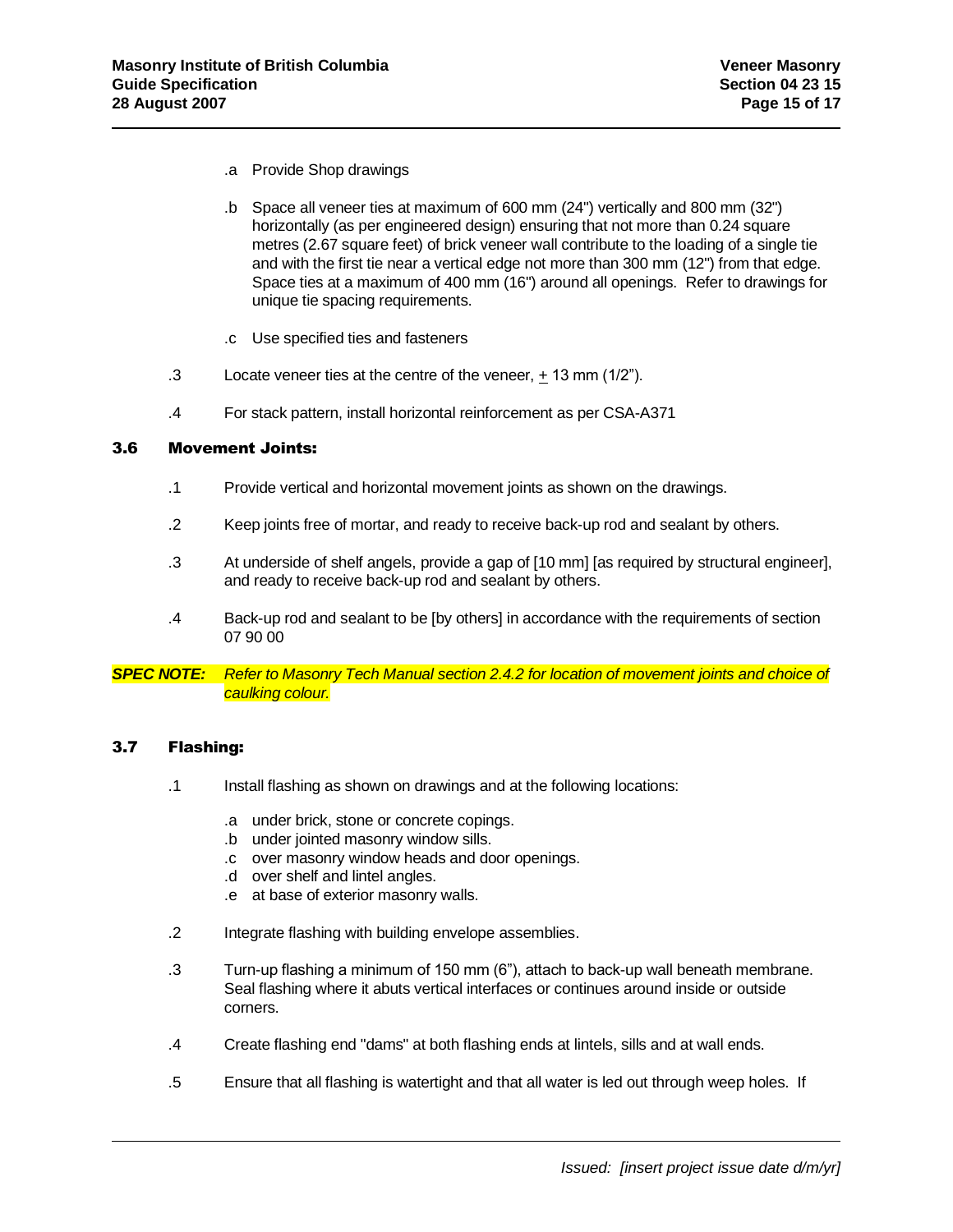.a Provide Shop drawings

.b Space all veneer ties at maximum of 600 mm (24") vertically and 800 mm (32") horizontally (as per engineered design) ensuring that not more than 0.24 square metres (2.67 square feet) of brick veneer wall contribute to the loading of a single tie and with the first tie near a vertical edge not more than 300 mm (12") from that edge. Space ties at a maximum of 400 mm (16") around all openings. Refer to drawings for unique tie spacing requirements.

.c Use specified ties and fasteners

.3 Locate veneer ties at the centre of the veneer, ± 13 mm (1/2").

.4 For stack pattern, install horizontal reinforcement as per CSA-A371

### 3.6 Movement Joints:

.1 Provide vertical and horizontal movement joints as shown on the drawings.

.2 Keep joints free of mortar, and ready to receive back-up rod and sealant by others.

.3 At underside of shelf angels, provide a gap of [10 mm] [as required by structural engineer], and ready to receive back-up rod and sealant by others.

.4 Back-up rod and sealant to be [by others] in accordance with the requirements of section 07 90 00

***SPEC NOTE:*** *Refer to Masonry Tech Manual section 2.4.2 for location of movement joints and choice of caulking colour.*

### 3.7 Flashing:

.1 Install flashing as shown on drawings and at the following locations:

.a under brick, stone or concrete copings.
.b under jointed masonry window sills.
.c over masonry window heads and door openings.
.d over shelf and lintel angles.
.e at base of exterior masonry walls.

.2 Integrate flashing with building envelope assemblies.

.3 Turn-up flashing a minimum of 150 mm (6"), attach to back-up wall beneath membrane. Seal flashing where it abuts vertical interfaces or continues around inside or outside corners.

.4 Create flashing end "dams" at both flashing ends at lintels, sills and at wall ends.

.5 Ensure that all flashing is watertight and that all water is led out through weep holes. If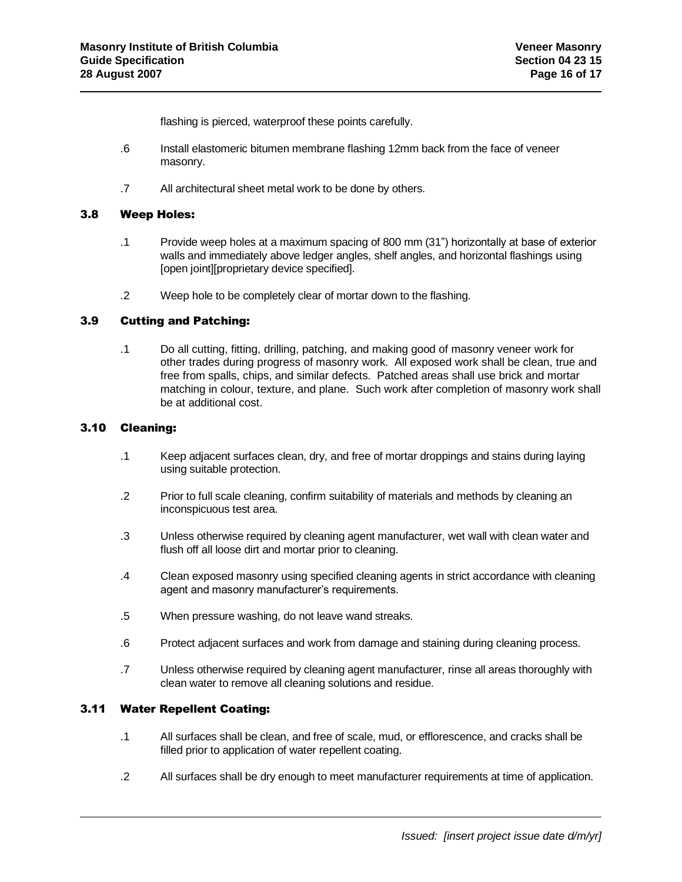flashing is pierced, waterproof these points carefully.

.6 Install elastomeric bitumen membrane flashing 12mm back from the face of veneer masonry.

.7 All architectural sheet metal work to be done by others.

### 3.8 Weep Holes:

.1 Provide weep holes at a maximum spacing of 800 mm (31") horizontally at base of exterior walls and immediately above ledger angles, shelf angles, and horizontal flashings using [open joint][proprietary device specified].

.2 Weep hole to be completely clear of mortar down to the flashing.

### 3.9 Cutting and Patching:

.1 Do all cutting, fitting, drilling, patching, and making good of masonry veneer work for other trades during progress of masonry work. All exposed work shall be clean, true and free from spalls, chips, and similar defects. Patched areas shall use brick and mortar matching in colour, texture, and plane. Such work after completion of masonry work shall be at additional cost.

### 3.10 Cleaning:

.1 Keep adjacent surfaces clean, dry, and free of mortar droppings and stains during laying using suitable protection.

.2 Prior to full scale cleaning, confirm suitability of materials and methods by cleaning an inconspicuous test area.

.3 Unless otherwise required by cleaning agent manufacturer, wet wall with clean water and flush off all loose dirt and mortar prior to cleaning.

.4 Clean exposed masonry using specified cleaning agents in strict accordance with cleaning agent and masonry manufacturer's requirements.

.5 When pressure washing, do not leave wand streaks.

.6 Protect adjacent surfaces and work from damage and staining during cleaning process.

.7 Unless otherwise required by cleaning agent manufacturer, rinse all areas thoroughly with clean water to remove all cleaning solutions and residue.

### 3.11 Water Repellent Coating:

.1 All surfaces shall be clean, and free of scale, mud, or efflorescence, and cracks shall be filled prior to application of water repellent coating.

.2 All surfaces shall be dry enough to meet manufacturer requirements at time of application.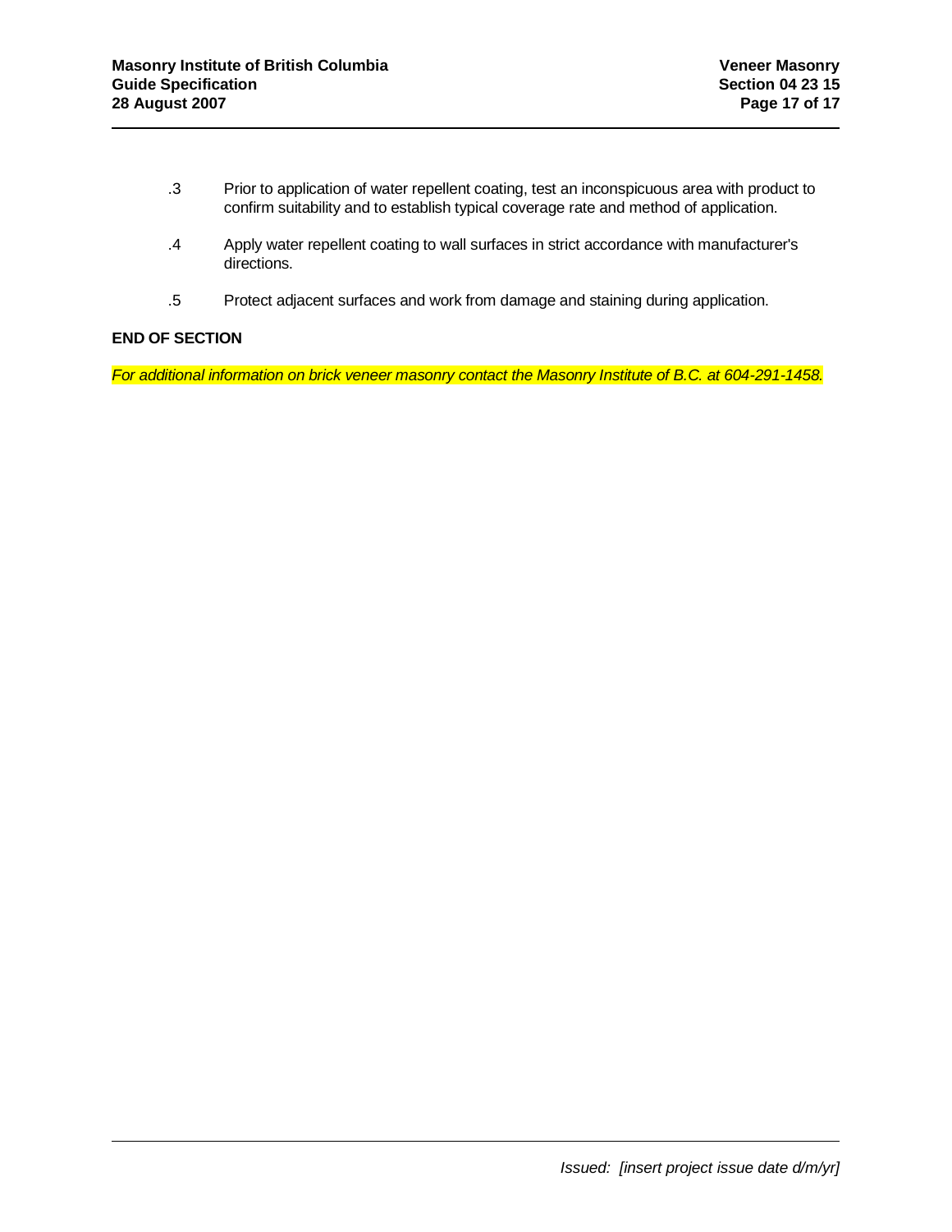.3 Prior to application of water repellent coating, test an inconspicuous area with product to confirm suitability and to establish typical coverage rate and method of application.

.4 Apply water repellent coating to wall surfaces in strict accordance with manufacturer's directions.

.5 Protect adjacent surfaces and work from damage and staining during application.

**END OF SECTION**

*For additional information on brick veneer masonry contact the Masonry Institute of B.C. at 604-291-1458.*